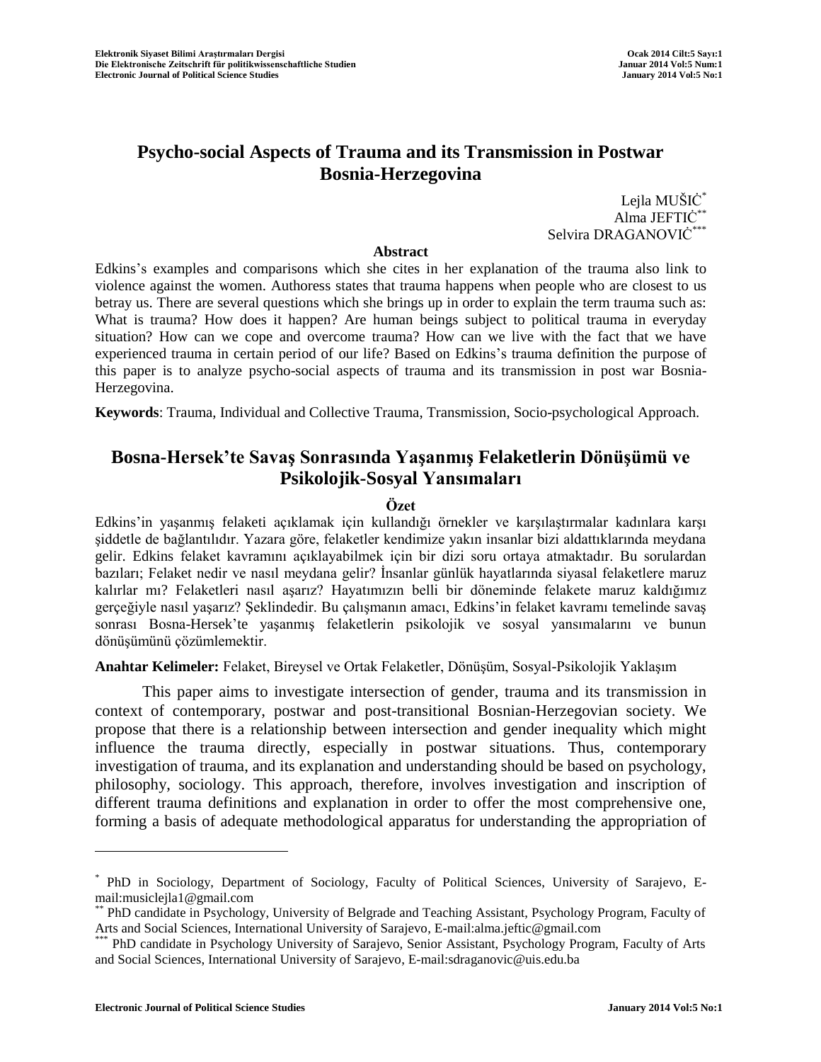# Psycho-social Aspects of Trauma and its Transmission in Postwar Bosnia-Herzegovina

Lejla MUŠIĊ[*]
Alma JEFTIĊ[**]
Selvira DRAGANOVIĊ[***]

## Abstract

Edkins's examples and comparisons which she cites in her explanation of the trauma also link to violence against the women. Authoress states that trauma happens when people who are closest to us betray us. There are several questions which she brings up in order to explain the term trauma such as: What is trauma? How does it happen? Are human beings subject to political trauma in everyday situation? How can we cope and overcome trauma? How can we live with the fact that we have experienced trauma in certain period of our life? Based on Edkins's trauma definition the purpose of this paper is to analyze psycho-social aspects of trauma and its transmission in post war Bosnia-Herzegovina.

**Keywords**: Trauma, Individual and Collective Trauma, Transmission, Socio-psychological Approach.

# Bosna-Hersek'te Savaş Sonrasında Yaşanmış Felaketlerin Dönüşümü ve Psikolojik-Sosyal Yansımaları

## Özet

Edkins'in yaşanmış felaketi açıklamak için kullandığı örnekler ve karşılaştırmalar kadınlara karşı şiddetle de bağlantılıdır. Yazara göre, felaketler kendimize yakın insanlar bizi aldattıklarında meydana gelir. Edkins felaket kavramını açıklayabilmek için bir dizi soru ortaya atmaktadır. Bu sorulardan bazıları; Felaket nedir ve nasıl meydana gelir? İnsanlar günlük hayatlarında siyasal felaketlere maruz kalırlar mı? Felaketleri nasıl aşarız? Hayatımızın belli bir döneminde felakete maruz kaldığımız gerçeğiyle nasıl yaşarız? Şeklindedir. Bu çalışmanın amacı, Edkins'in felaket kavramı temelinde savaş sonrası Bosna-Hersek'te yaşanmış felaketlerin psikolojik ve sosyal yansımalarını ve bunun dönüşümünü çözümlemektir.

**Anahtar Kelimeler:** Felaket, Bireysel ve Ortak Felaketler, Dönüşüm, Sosyal-Psikolojik Yaklaşım

This paper aims to investigate intersection of gender, trauma and its transmission in context of contemporary, postwar and post-transitional Bosnian-Herzegovian society. We propose that there is a relationship between intersection and gender inequality which might influence the trauma directly, especially in postwar situations. Thus, contemporary investigation of trauma, and its explanation and understanding should be based on psychology, philosophy, sociology. This approach, therefore, involves investigation and inscription of different trauma definitions and explanation in order to offer the most comprehensive one, forming a basis of adequate methodological apparatus for understanding the appropriation of

---

[*] PhD in Sociology, Department of Sociology, Faculty of Political Sciences, University of Sarajevo, E-mail:musiclejla1@gmail.com

[**] PhD candidate in Psychology, University of Belgrade and Teaching Assistant, Psychology Program, Faculty of Arts and Social Sciences, International University of Sarajevo, E-mail:alma.jeftic@gmail.com

[***] PhD candidate in Psychology University of Sarajevo, Senior Assistant, Psychology Program, Faculty of Arts and Social Sciences, International University of Sarajevo, E-mail:sdraganovic@uis.edu.ba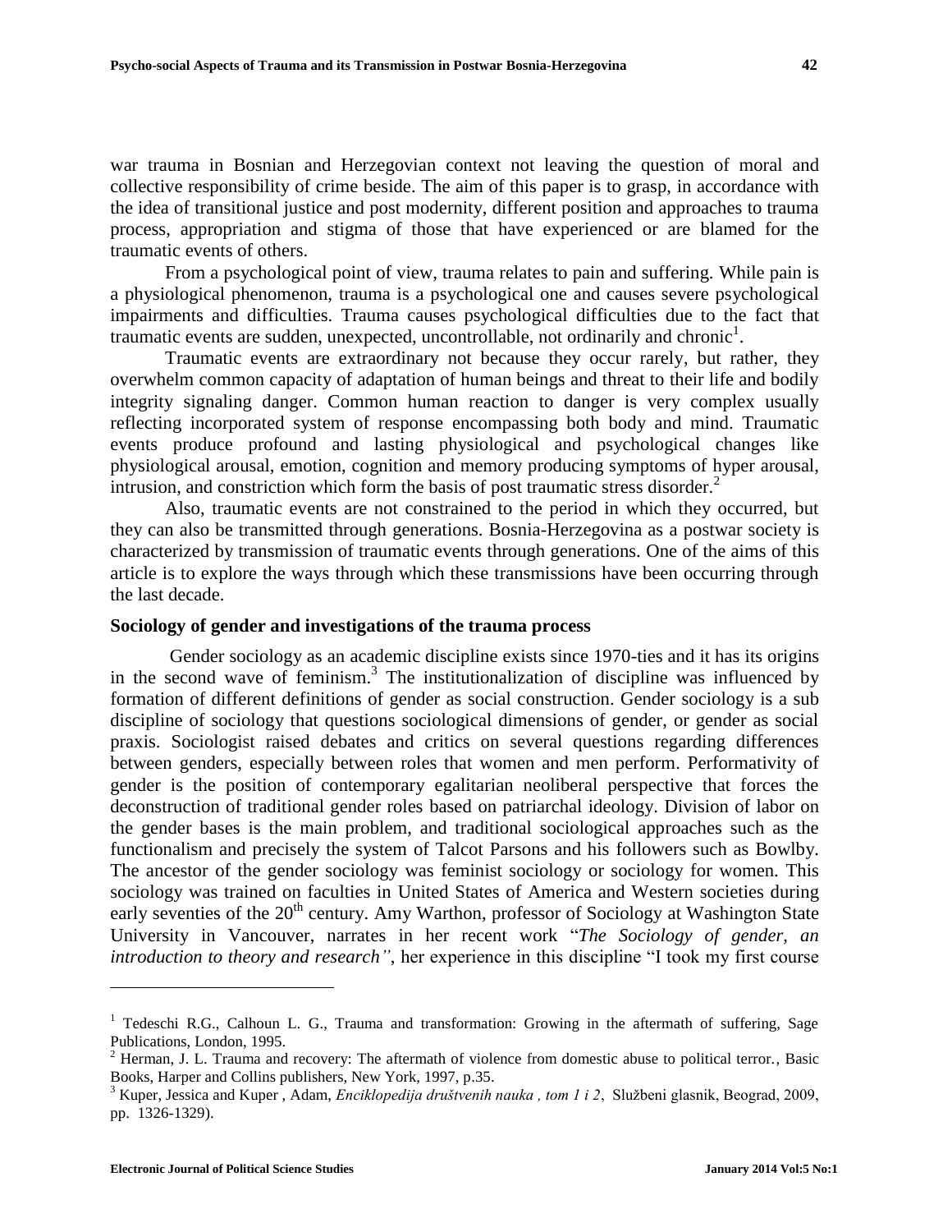war trauma in Bosnian and Herzegovian context not leaving the question of moral and collective responsibility of crime beside. The aim of this paper is to grasp, in accordance with the idea of transitional justice and post modernity, different position and approaches to trauma process, appropriation and stigma of those that have experienced or are blamed for the traumatic events of others.

From a psychological point of view, trauma relates to pain and suffering. While pain is a physiological phenomenon, trauma is a psychological one and causes severe psychological impairments and difficulties. Trauma causes psychological difficulties due to the fact that traumatic events are sudden, unexpected, uncontrollable, not ordinarily and chronic[1].

Traumatic events are extraordinary not because they occur rarely, but rather, they overwhelm common capacity of adaptation of human beings and threat to their life and bodily integrity signaling danger. Common human reaction to danger is very complex usually reflecting incorporated system of response encompassing both body and mind. Traumatic events produce profound and lasting physiological and psychological changes like physiological arousal, emotion, cognition and memory producing symptoms of hyper arousal, intrusion, and constriction which form the basis of post traumatic stress disorder.[2]

Also, traumatic events are not constrained to the period in which they occurred, but they can also be transmitted through generations. Bosnia-Herzegovina as a postwar society is characterized by transmission of traumatic events through generations. One of the aims of this article is to explore the ways through which these transmissions have been occurring through the last decade.

## Sociology of gender and investigations of the trauma process

Gender sociology as an academic discipline exists since 1970-ties and it has its origins in the second wave of feminism.[3] The institutionalization of discipline was influenced by formation of different definitions of gender as social construction. Gender sociology is a sub discipline of sociology that questions sociological dimensions of gender, or gender as social praxis. Sociologist raised debates and critics on several questions regarding differences between genders, especially between roles that women and men perform. Performativity of gender is the position of contemporary egalitarian neoliberal perspective that forces the deconstruction of traditional gender roles based on patriarchal ideology. Division of labor on the gender bases is the main problem, and traditional sociological approaches such as the functionalism and precisely the system of Talcot Parsons and his followers such as Bowlby. The ancestor of the gender sociology was feminist sociology or sociology for women. This sociology was trained on faculties in United States of America and Western societies during early seventies of the 20th century. Amy Warthon, professor of Sociology at Washington State University in Vancouver, narrates in her recent work "*The Sociology of gender, an introduction to theory and research"*, her experience in this discipline "I took my first course

---

[1] Tedeschi R.G., Calhoun L. G., Trauma and transformation: Growing in the aftermath of suffering, Sage Publications, London, 1995.

[2] Herman, J. L. Trauma and recovery: The aftermath of violence from domestic abuse to political terror*.*, Basic Books, Harper and Collins publishers, New York, 1997, p.35.

[3] Kuper, Jessica and Kuper , Adam, *Enciklopedija društvenih nauka , tom 1 i 2*, Službeni glasnik, Beograd, 2009, pp. 1326-1329).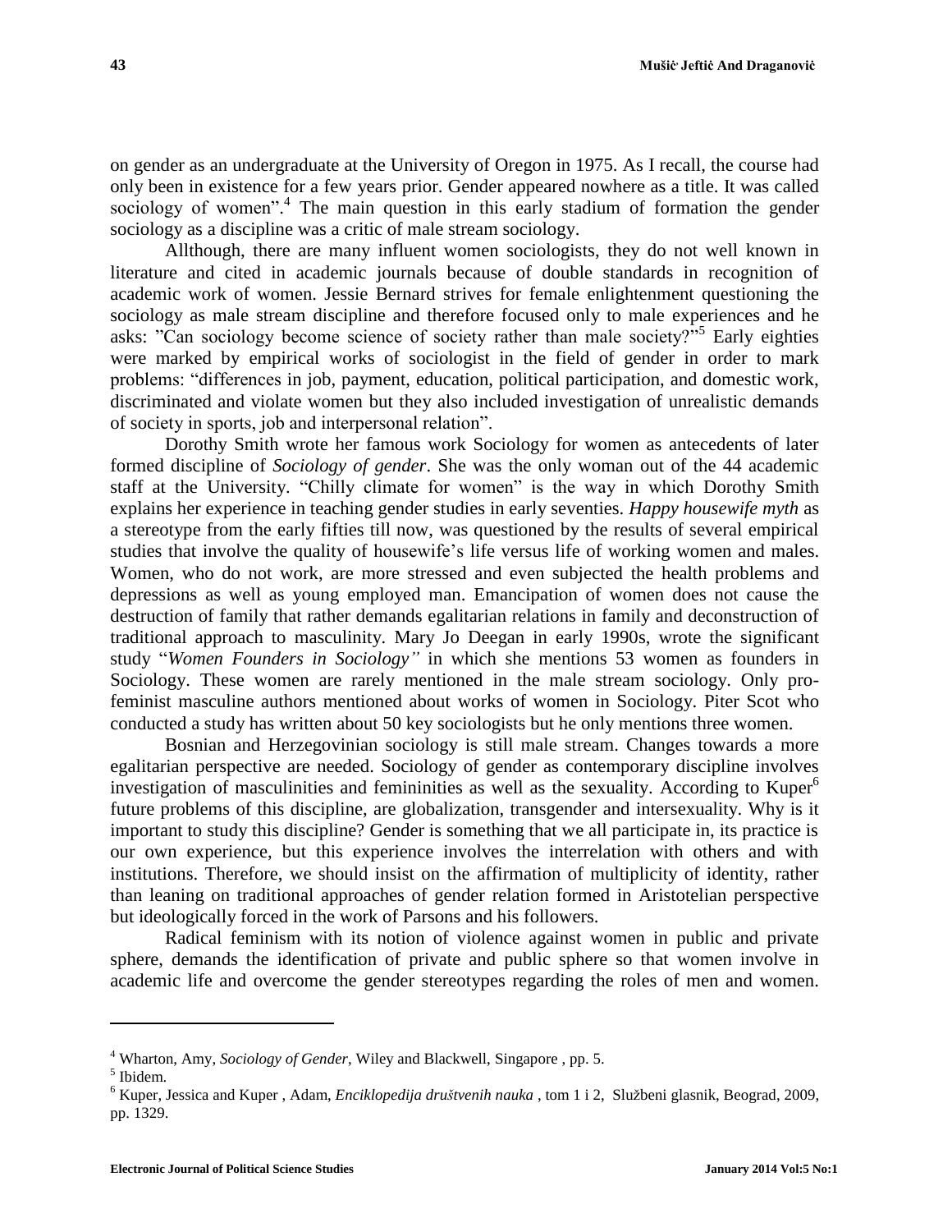on gender as an undergraduate at the University of Oregon in 1975. As I recall, the course had only been in existence for a few years prior. Gender appeared nowhere as a title. It was called sociology of women".[4] The main question in this early stadium of formation the gender sociology as a discipline was a critic of male stream sociology.

Allthough, there are many influent women sociologists, they do not well known in literature and cited in academic journals because of double standards in recognition of academic work of women. Jessie Bernard strives for female enlightenment questioning the sociology as male stream discipline and therefore focused only to male experiences and he asks: "Can sociology become science of society rather than male society?"[5] Early eighties were marked by empirical works of sociologist in the field of gender in order to mark problems: "differences in job, payment, education, political participation, and domestic work, discriminated and violate women but they also included investigation of unrealistic demands of society in sports, job and interpersonal relation".

Dorothy Smith wrote her famous work Sociology for women as antecedents of later formed discipline of *Sociology of gender*. She was the only woman out of the 44 academic staff at the University. "Chilly climate for women" is the way in which Dorothy Smith explains her experience in teaching gender studies in early seventies. *Happy housewife myth* as a stereotype from the early fifties till now, was questioned by the results of several empirical studies that involve the quality of housewife's life versus life of working women and males. Women, who do not work, are more stressed and even subjected the health problems and depressions as well as young employed man. Emancipation of women does not cause the destruction of family that rather demands egalitarian relations in family and deconstruction of traditional approach to masculinity. Mary Jo Deegan in early 1990s, wrote the significant study "*Women Founders in Sociology"* in which she mentions 53 women as founders in Sociology. These women are rarely mentioned in the male stream sociology. Only pro-feminist masculine authors mentioned about works of women in Sociology. Piter Scot who conducted a study has written about 50 key sociologists but he only mentions three women.

Bosnian and Herzegovinian sociology is still male stream. Changes towards a more egalitarian perspective are needed. Sociology of gender as contemporary discipline involves investigation of masculinities and femininities as well as the sexuality. According to Kuper[6] future problems of this discipline, are globalization, transgender and intersexuality. Why is it important to study this discipline? Gender is something that we all participate in, its practice is our own experience, but this experience involves the interrelation with others and with institutions. Therefore, we should insist on the affirmation of multiplicity of identity, rather than leaning on traditional approaches of gender relation formed in Aristotelian perspective but ideologically forced in the work of Parsons and his followers.

Radical feminism with its notion of violence against women in public and private sphere, demands the identification of private and public sphere so that women involve in academic life and overcome the gender stereotypes regarding the roles of men and women.

---

[4] Wharton, Amy, *Sociology of Gender*, Wiley and Blackwell, Singapore , pp. 5.

[5] Ibidem.

[6] Kuper, Jessica and Kuper , Adam, *Enciklopedija društvenih nauka* , tom 1 i 2, Službeni glasnik, Beograd, 2009, pp. 1329.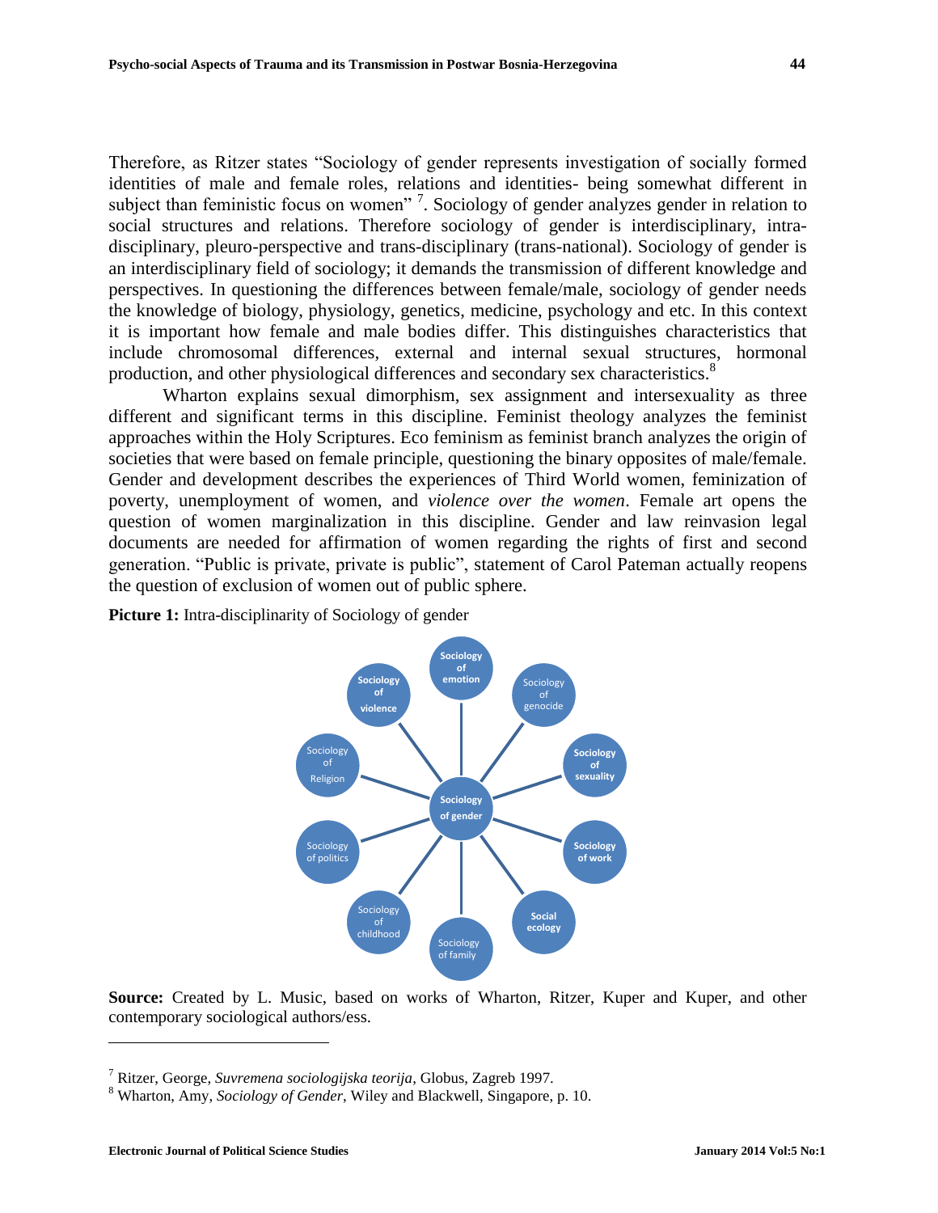Therefore, as Ritzer states "Sociology of gender represents investigation of socially formed identities of male and female roles, relations and identities- being somewhat different in subject than feministic focus on women" [7]. Sociology of gender analyzes gender in relation to social structures and relations. Therefore sociology of gender is interdisciplinary, intra-disciplinary, pleuro-perspective and trans-disciplinary (trans-national). Sociology of gender is an interdisciplinary field of sociology; it demands the transmission of different knowledge and perspectives. In questioning the differences between female/male, sociology of gender needs the knowledge of biology, physiology, genetics, medicine, psychology and etc. In this context it is important how female and male bodies differ. This distinguishes characteristics that include chromosomal differences, external and internal sexual structures, hormonal production, and other physiological differences and secondary sex characteristics.[8]

Wharton explains sexual dimorphism, sex assignment and intersexuality as three different and significant terms in this discipline. Feminist theology analyzes the feminist approaches within the Holy Scriptures. Eco feminism as feminist branch analyzes the origin of societies that were based on female principle, questioning the binary opposites of male/female. Gender and development describes the experiences of Third World women, feminization of poverty, unemployment of women, and *violence over the women*. Female art opens the question of women marginalization in this discipline. Gender and law reinvasion legal documents are needed for affirmation of women regarding the rights of first and second generation. "Public is private, private is public", statement of Carol Pateman actually reopens the question of exclusion of women out of public sphere.

**Picture 1:** Intra-disciplinarity of Sociology of gender

Sociology of gender — Sociology of emotion; Sociology of genocide; Sociology of sexuality; Sociology of work; Social ecology; Sociology of family; Sociology of childhood; Sociology of politics; Sociology of Religion; Sociology of violence

**Source:** Created by L. Music, based on works of Wharton, Ritzer, Kuper and Kuper, and other contemporary sociological authors/ess.

---

[7] Ritzer, George, *Suvremena sociologijska teorija*, Globus, Zagreb 1997.

[8] Wharton, Amy, *Sociology of Gender*, Wiley and Blackwell, Singapore, p. 10.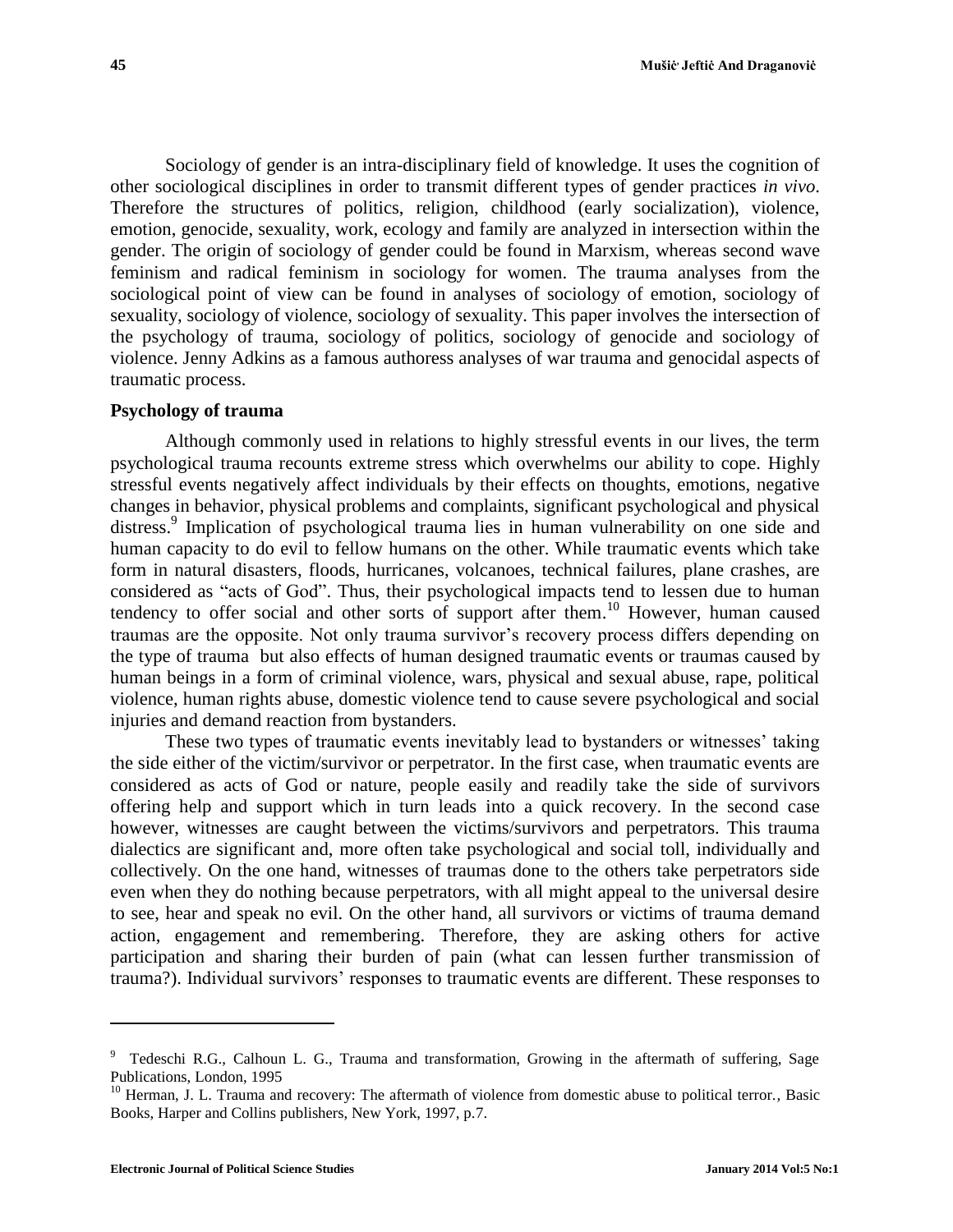Sociology of gender is an intra-disciplinary field of knowledge. It uses the cognition of other sociological disciplines in order to transmit different types of gender practices *in vivo*. Therefore the structures of politics, religion, childhood (early socialization), violence, emotion, genocide, sexuality, work, ecology and family are analyzed in intersection within the gender. The origin of sociology of gender could be found in Marxism, whereas second wave feminism and radical feminism in sociology for women. The trauma analyses from the sociological point of view can be found in analyses of sociology of emotion, sociology of sexuality, sociology of violence, sociology of sexuality. This paper involves the intersection of the psychology of trauma, sociology of politics, sociology of genocide and sociology of violence. Jenny Adkins as a famous authoress analyses of war trauma and genocidal aspects of traumatic process.

**Psychology of trauma**

Although commonly used in relations to highly stressful events in our lives, the term psychological trauma recounts extreme stress which overwhelms our ability to cope. Highly stressful events negatively affect individuals by their effects on thoughts, emotions, negative changes in behavior, physical problems and complaints, significant psychological and physical distress.[9] Implication of psychological trauma lies in human vulnerability on one side and human capacity to do evil to fellow humans on the other. While traumatic events which take form in natural disasters, floods, hurricanes, volcanoes, technical failures, plane crashes, are considered as "acts of God". Thus, their psychological impacts tend to lessen due to human tendency to offer social and other sorts of support after them.[10] However, human caused traumas are the opposite. Not only trauma survivor's recovery process differs depending on the type of trauma but also effects of human designed traumatic events or traumas caused by human beings in a form of criminal violence, wars, physical and sexual abuse, rape, political violence, human rights abuse, domestic violence tend to cause severe psychological and social injuries and demand reaction from bystanders.

These two types of traumatic events inevitably lead to bystanders or witnesses' taking the side either of the victim/survivor or perpetrator. In the first case, when traumatic events are considered as acts of God or nature, people easily and readily take the side of survivors offering help and support which in turn leads into a quick recovery. In the second case however, witnesses are caught between the victims/survivors and perpetrators. This trauma dialectics are significant and, more often take psychological and social toll, individually and collectively. On the one hand, witnesses of traumas done to the others take perpetrators side even when they do nothing because perpetrators, with all might appeal to the universal desire to see, hear and speak no evil. On the other hand, all survivors or victims of trauma demand action, engagement and remembering. Therefore, they are asking others for active participation and sharing their burden of pain (what can lessen further transmission of trauma?). Individual survivors' responses to traumatic events are different. These responses to

---

[9] Tedeschi R.G., Calhoun L. G., Trauma and transformation, Growing in the aftermath of suffering, Sage Publications, London, 1995

[10] Herman, J. L. Trauma and recovery: The aftermath of violence from domestic abuse to political terror., Basic Books, Harper and Collins publishers, New York, 1997, p.7.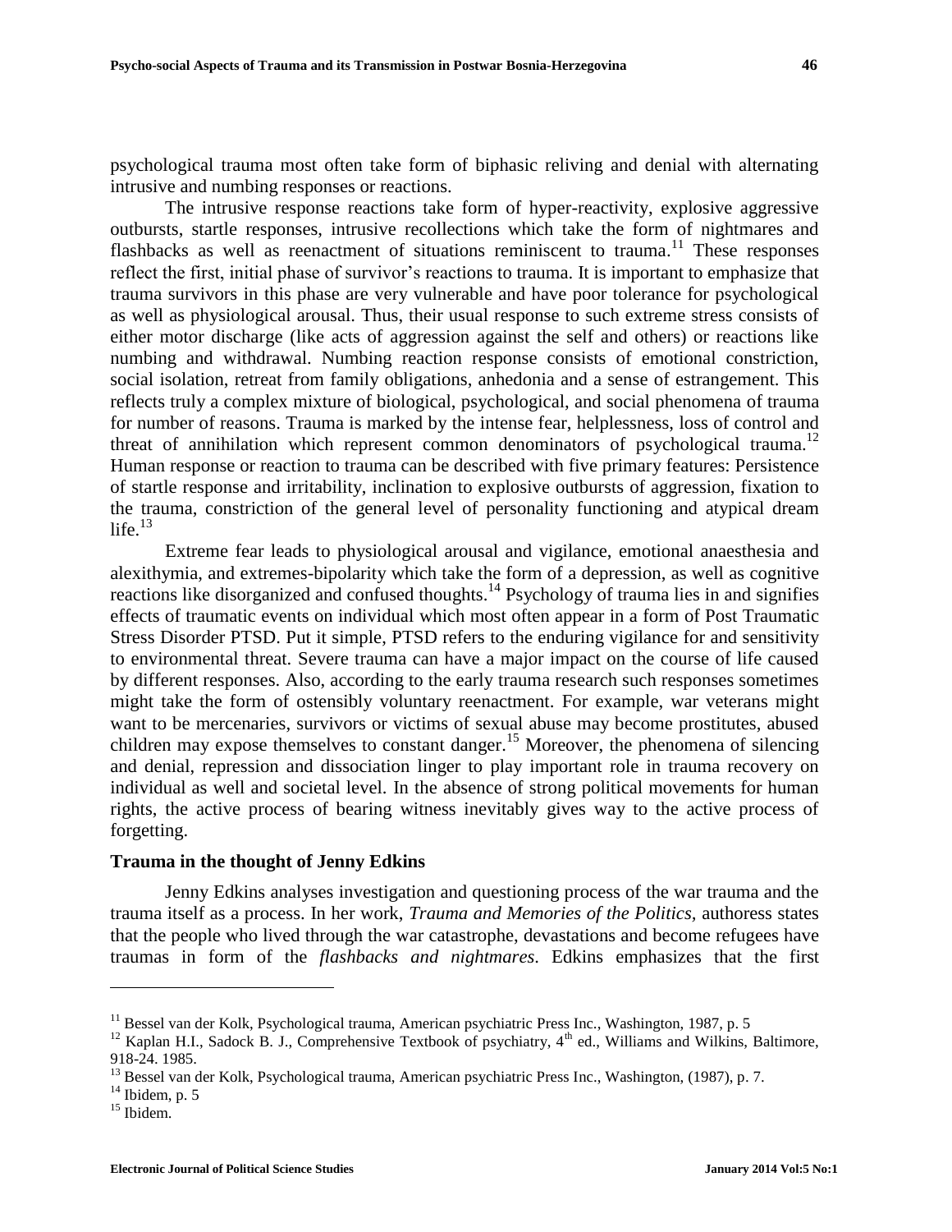psychological trauma most often take form of biphasic reliving and denial with alternating intrusive and numbing responses or reactions.

The intrusive response reactions take form of hyper-reactivity, explosive aggressive outbursts, startle responses, intrusive recollections which take the form of nightmares and flashbacks as well as reenactment of situations reminiscent to trauma.[11] These responses reflect the first, initial phase of survivor's reactions to trauma. It is important to emphasize that trauma survivors in this phase are very vulnerable and have poor tolerance for psychological as well as physiological arousal. Thus, their usual response to such extreme stress consists of either motor discharge (like acts of aggression against the self and others) or reactions like numbing and withdrawal. Numbing reaction response consists of emotional constriction, social isolation, retreat from family obligations, anhedonia and a sense of estrangement. This reflects truly a complex mixture of biological, psychological, and social phenomena of trauma for number of reasons. Trauma is marked by the intense fear, helplessness, loss of control and threat of annihilation which represent common denominators of psychological trauma.[12] Human response or reaction to trauma can be described with five primary features: Persistence of startle response and irritability, inclination to explosive outbursts of aggression, fixation to the trauma, constriction of the general level of personality functioning and atypical dream life.[13]

Extreme fear leads to physiological arousal and vigilance, emotional anaesthesia and alexithymia, and extremes-bipolarity which take the form of a depression, as well as cognitive reactions like disorganized and confused thoughts.[14] Psychology of trauma lies in and signifies effects of traumatic events on individual which most often appear in a form of Post Traumatic Stress Disorder PTSD. Put it simple, PTSD refers to the enduring vigilance for and sensitivity to environmental threat. Severe trauma can have a major impact on the course of life caused by different responses. Also, according to the early trauma research such responses sometimes might take the form of ostensibly voluntary reenactment. For example, war veterans might want to be mercenaries, survivors or victims of sexual abuse may become prostitutes, abused children may expose themselves to constant danger.[15] Moreover, the phenomena of silencing and denial, repression and dissociation linger to play important role in trauma recovery on individual as well and societal level. In the absence of strong political movements for human rights, the active process of bearing witness inevitably gives way to the active process of forgetting.

### Trauma in the thought of Jenny Edkins

Jenny Edkins analyses investigation and questioning process of the war trauma and the trauma itself as a process. In her work, *Trauma and Memories of the Politics*, authoress states that the people who lived through the war catastrophe, devastations and become refugees have traumas in form of the *flashbacks and nightmares*. Edkins emphasizes that the first

---

[11] Bessel van der Kolk, Psychological trauma, American psychiatric Press Inc., Washington, 1987, p. 5

[12] Kaplan H.I., Sadock B. J., Comprehensive Textbook of psychiatry, 4th ed., Williams and Wilkins, Baltimore, 918-24. 1985.

[13] Bessel van der Kolk, Psychological trauma, American psychiatric Press Inc., Washington, (1987), p. 7.

[14] Ibidem, p. 5

[15] Ibidem.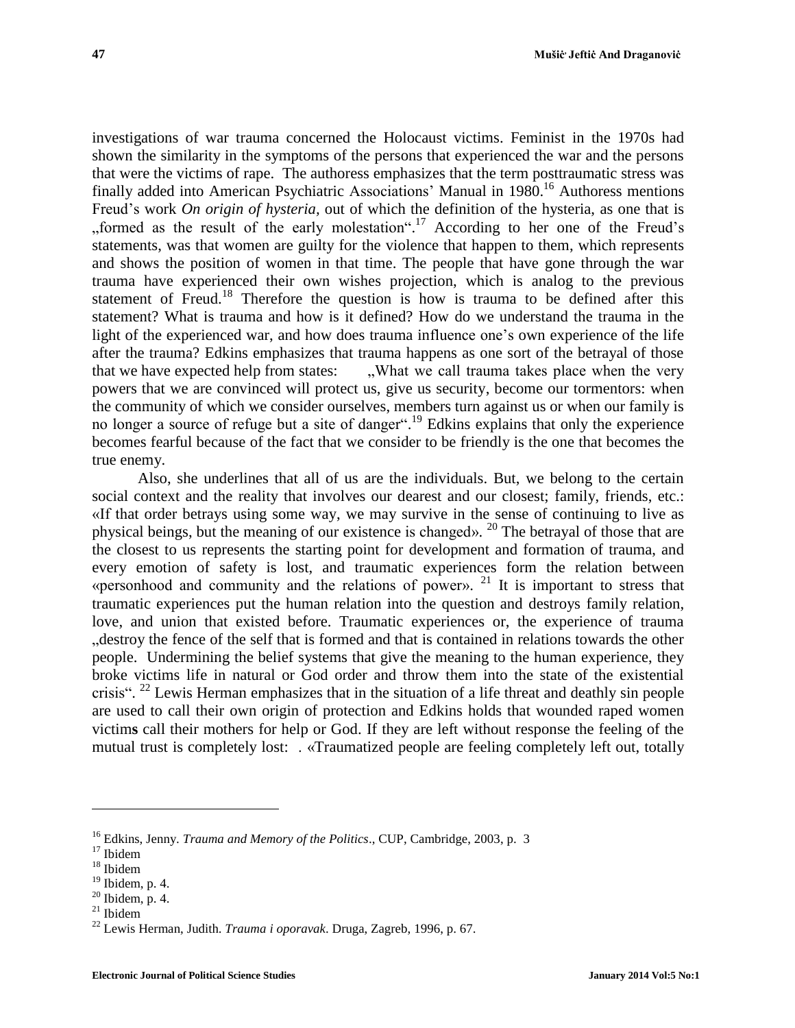investigations of war trauma concerned the Holocaust victims. Feminist in the 1970s had shown the similarity in the symptoms of the persons that experienced the war and the persons that were the victims of rape. The authoress emphasizes that the term posttraumatic stress was finally added into American Psychiatric Associations' Manual in 1980.[16] Authoress mentions Freud's work *On origin of hysteria,* out of which the definition of the hysteria, as one that is „formed as the result of the early molestation".[17] According to her one of the Freud's statements, was that women are guilty for the violence that happen to them, which represents and shows the position of women in that time. The people that have gone through the war trauma have experienced their own wishes projection, which is analog to the previous statement of Freud.[18] Therefore the question is how is trauma to be defined after this statement? What is trauma and how is it defined? How do we understand the trauma in the light of the experienced war, and how does trauma influence one's own experience of the life after the trauma? Edkins emphasizes that trauma happens as one sort of the betrayal of those that we have expected help from states: „What we call trauma takes place when the very powers that we are convinced will protect us, give us security, become our tormentors: when the community of which we consider ourselves, members turn against us or when our family is no longer a source of refuge but a site of danger".[19] Edkins explains that only the experience becomes fearful because of the fact that we consider to be friendly is the one that becomes the true enemy.

Also, she underlines that all of us are the individuals. But, we belong to the certain social context and the reality that involves our dearest and our closest; family, friends, etc.: «If that order betrays using some way, we may survive in the sense of continuing to live as physical beings, but the meaning of our existence is changed». [20] The betrayal of those that are the closest to us represents the starting point for development and formation of trauma, and every emotion of safety is lost, and traumatic experiences form the relation between «personhood and community and the relations of power». [21] It is important to stress that traumatic experiences put the human relation into the question and destroys family relation, love, and union that existed before. Traumatic experiences or, the experience of trauma „destroy the fence of the self that is formed and that is contained in relations towards the other people. Undermining the belief systems that give the meaning to the human experience, they broke victims life in natural or God order and throw them into the state of the existential crisis". [22] Lewis Herman emphasizes that in the situation of a life threat and deathly sin people are used to call their own origin of protection and Edkins holds that wounded raped women victims call their mothers for help or God. If they are left without response the feeling of the mutual trust is completely lost: . «Traumatized people are feeling completely left out, totally

---

[16] Edkins, Jenny. *Trauma and Memory of the Politics*., CUP, Cambridge, 2003, p. 3

[17] Ibidem

[18] Ibidem

[19] Ibidem, p. 4.

[20] Ibidem, p. 4.

[21] Ibidem

[22] Lewis Herman, Judith. *Trauma i oporavak*. Druga, Zagreb, 1996, p. 67.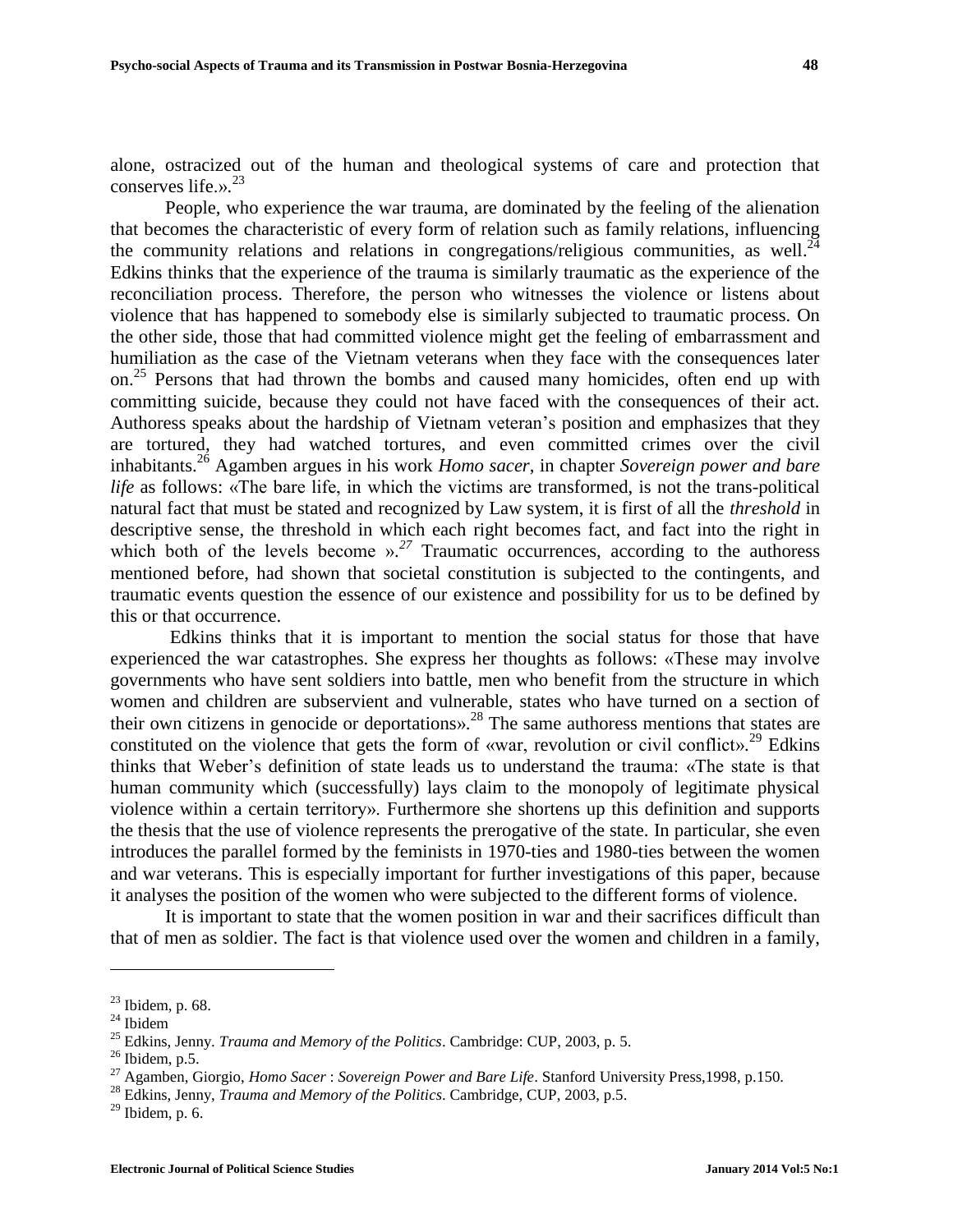alone, ostracized out of the human and theological systems of care and protection that conserves life.».[23]

People, who experience the war trauma, are dominated by the feeling of the alienation that becomes the characteristic of every form of relation such as family relations, influencing the community relations and relations in congregations/religious communities, as well.[24] Edkins thinks that the experience of the trauma is similarly traumatic as the experience of the reconciliation process. Therefore, the person who witnesses the violence or listens about violence that has happened to somebody else is similarly subjected to traumatic process. On the other side, those that had committed violence might get the feeling of embarrassment and humiliation as the case of the Vietnam veterans when they face with the consequences later on.[25] Persons that had thrown the bombs and caused many homicides, often end up with committing suicide, because they could not have faced with the consequences of their act. Authoress speaks about the hardship of Vietnam veteran's position and emphasizes that they are tortured, they had watched tortures, and even committed crimes over the civil inhabitants.[26] Agamben argues in his work *Homo sacer*, in chapter *Sovereign power and bare life* as follows: «The bare life, in which the victims are transformed, is not the trans-political natural fact that must be stated and recognized by Law system, it is first of all the *threshold* in descriptive sense, the threshold in which each right becomes fact, and fact into the right in which both of the levels become ».[27] Traumatic occurrences, according to the authoress mentioned before, had shown that societal constitution is subjected to the contingents, and traumatic events question the essence of our existence and possibility for us to be defined by this or that occurrence.

Edkins thinks that it is important to mention the social status for those that have experienced the war catastrophes. She express her thoughts as follows: «These may involve governments who have sent soldiers into battle, men who benefit from the structure in which women and children are subservient and vulnerable, states who have turned on a section of their own citizens in genocide or deportations».[28] The same authoress mentions that states are constituted on the violence that gets the form of «war, revolution or civil conflict».[29] Edkins thinks that Weber's definition of state leads us to understand the trauma: «The state is that human community which (successfully) lays claim to the monopoly of legitimate physical violence within a certain territory». Furthermore she shortens up this definition and supports the thesis that the use of violence represents the prerogative of the state. In particular, she even introduces the parallel formed by the feminists in 1970-ties and 1980-ties between the women and war veterans. This is especially important for further investigations of this paper, because it analyses the position of the women who were subjected to the different forms of violence.

It is important to state that the women position in war and their sacrifices difficult than that of men as soldier. The fact is that violence used over the women and children in a family,

---

[23] Ibidem, p. 68.

[24] Ibidem

[25] Edkins, Jenny. *Trauma and Memory of the Politics*. Cambridge: CUP, 2003, p. 5.

[26] Ibidem, p.5.

[27] Agamben, Giorgio, *Homo Sacer* : *Sovereign Power and Bare Life*. Stanford University Press,1998, p.150.

[28] Edkins, Jenny, *Trauma and Memory of the Politics*. Cambridge, CUP, 2003, p.5.

[29] Ibidem, p. 6.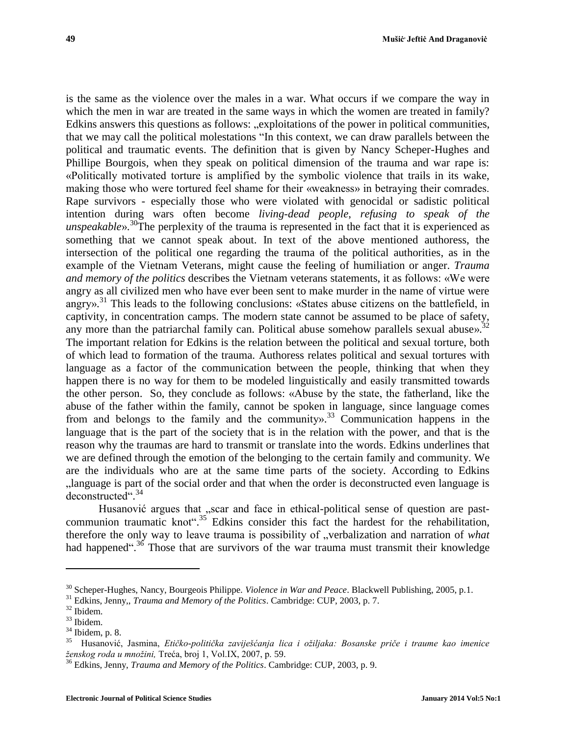is the same as the violence over the males in a war. What occurs if we compare the way in which the men in war are treated in the same ways in which the women are treated in family? Edkins answers this questions as follows: „exploitations of the power in political communities, that we may call the political molestations "In this context, we can draw parallels between the political and traumatic events. The definition that is given by Nancy Scheper-Hughes and Phillipe Bourgois, when they speak on political dimension of the trauma and war rape is: «Politically motivated torture is amplified by the symbolic violence that trails in its wake, making those who were tortured feel shame for their «weakness» in betraying their comrades. Rape survivors - especially those who were violated with genocidal or sadistic political intention during wars often become *living-dead people*, *refusing to speak of the unspeakable*».[30]The perplexity of the trauma is represented in the fact that it is experienced as something that we cannot speak about. In text of the above mentioned authoress, the intersection of the political one regarding the trauma of the political authorities, as in the example of the Vietnam Veterans, might cause the feeling of humiliation or anger. *Trauma and memory of the politics* describes the Vietnam veterans statements, it as follows: «We were angry as all civilized men who have ever been sent to make murder in the name of virtue were angry».[31] This leads to the following conclusions: «States abuse citizens on the battlefield, in captivity, in concentration camps. The modern state cannot be assumed to be place of safety, any more than the patriarchal family can. Political abuse somehow parallels sexual abuse».[32] The important relation for Edkins is the relation between the political and sexual torture, both of which lead to formation of the trauma. Authoress relates political and sexual tortures with language as a factor of the communication between the people, thinking that when they happen there is no way for them to be modeled linguistically and easily transmitted towards the other person. So, they conclude as follows: «Abuse by the state, the fatherland, like the abuse of the father within the family, cannot be spoken in language, since language comes from and belongs to the family and the community».[33] Communication happens in the language that is the part of the society that is in the relation with the power, and that is the reason why the traumas are hard to transmit or translate into the words. Edkins underlines that we are defined through the emotion of the belonging to the certain family and community. We are the individuals who are at the same time parts of the society. According to Edkins „language is part of the social order and that when the order is deconstructed even language is deconstructed".[34]

Husanović argues that „scar and face in ethical-political sense of question are past-communion traumatic knot".[35] Edkins consider this fact the hardest for the rehabilitation, therefore the only way to leave trauma is possibility of „verbalization and narration of *what* had happened".[36] Those that are survivors of the war trauma must transmit their knowledge

---

[30] Scheper-Hughes, Nancy, Bourgeois Philippe. *Violence in War and Peace*. Blackwell Publishing, 2005, p.1.

[31] Edkins, Jenny,, *Trauma and Memory of the Politics*. Cambridge: CUP, 2003, p. 7.

[32] Ibidem.

[33] Ibidem.

[34] Ibidem, p. 8.

[35] Husanović, Jasmina, *Etičko-politička zaviješćanja lica i ožiljaka: Bosanske priče i traume kao imenice ženskog roda u množini,* Treća, broj 1, Vol.IX, 2007, p. 59.

[36] Edkins, Jenny, *Trauma and Memory of the Politics*. Cambridge: CUP, 2003, p. 9.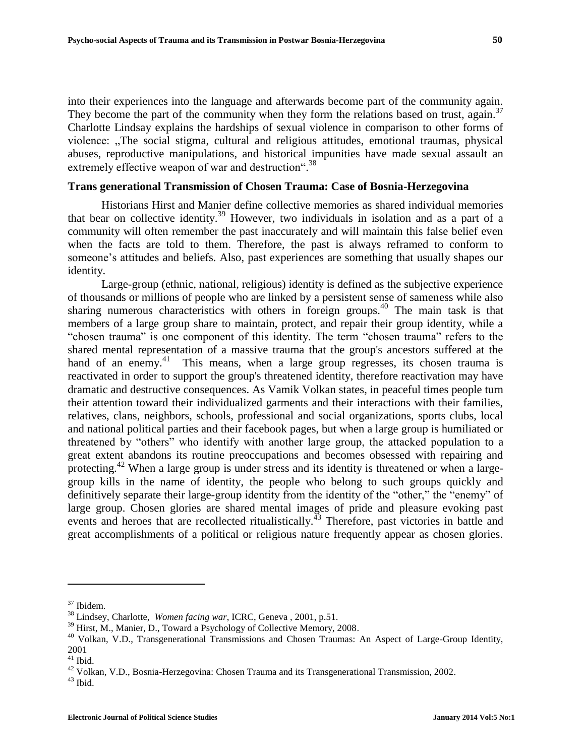into their experiences into the language and afterwards become part of the community again. They become the part of the community when they form the relations based on trust, again.[37] Charlotte Lindsay explains the hardships of sexual violence in comparison to other forms of violence: „The social stigma, cultural and religious attitudes, emotional traumas, physical abuses, reproductive manipulations, and historical impunities have made sexual assault an extremely effective weapon of war and destruction".[38]

## Trans generational Transmission of Chosen Trauma: Case of Bosnia-Herzegovina

Historians Hirst and Manier define collective memories as shared individual memories that bear on collective identity.[39] However, two individuals in isolation and as a part of a community will often remember the past inaccurately and will maintain this false belief even when the facts are told to them. Therefore, the past is always reframed to conform to someone's attitudes and beliefs. Also, past experiences are something that usually shapes our identity.

Large-group (ethnic, national, religious) identity is defined as the subjective experience of thousands or millions of people who are linked by a persistent sense of sameness while also sharing numerous characteristics with others in foreign groups.[40] The main task is that members of a large group share to maintain, protect, and repair their group identity, while a "chosen trauma" is one component of this identity. The term "chosen trauma" refers to the shared mental representation of a massive trauma that the group's ancestors suffered at the hand of an enemy.[41] This means, when a large group regresses, its chosen trauma is reactivated in order to support the group's threatened identity, therefore reactivation may have dramatic and destructive consequences. As Vamik Volkan states, in peaceful times people turn their attention toward their individualized garments and their interactions with their families, relatives, clans, neighbors, schools, professional and social organizations, sports clubs, local and national political parties and their facebook pages, but when a large group is humiliated or threatened by "others" who identify with another large group, the attacked population to a great extent abandons its routine preoccupations and becomes obsessed with repairing and protecting.[42] When a large group is under stress and its identity is threatened or when a large-group kills in the name of identity, the people who belong to such groups quickly and definitively separate their large-group identity from the identity of the "other," the "enemy" of large group. Chosen glories are shared mental images of pride and pleasure evoking past events and heroes that are recollected ritualistically.[43] Therefore, past victories in battle and great accomplishments of a political or religious nature frequently appear as chosen glories.

---

[37] Ibidem.

[38] Lindsey, Charlotte, *Women facing war*, ICRC, Geneva , 2001, p.51.

[39] Hirst, M., Manier, D., Toward a Psychology of Collective Memory, 2008.

[40] Volkan, V.D., Transgenerational Transmissions and Chosen Traumas: An Aspect of Large-Group Identity, 2001

[41] Ibid.

[42] Volkan, V.D., Bosnia-Herzegovina: Chosen Trauma and its Transgenerational Transmission, 2002.

[43] Ibid.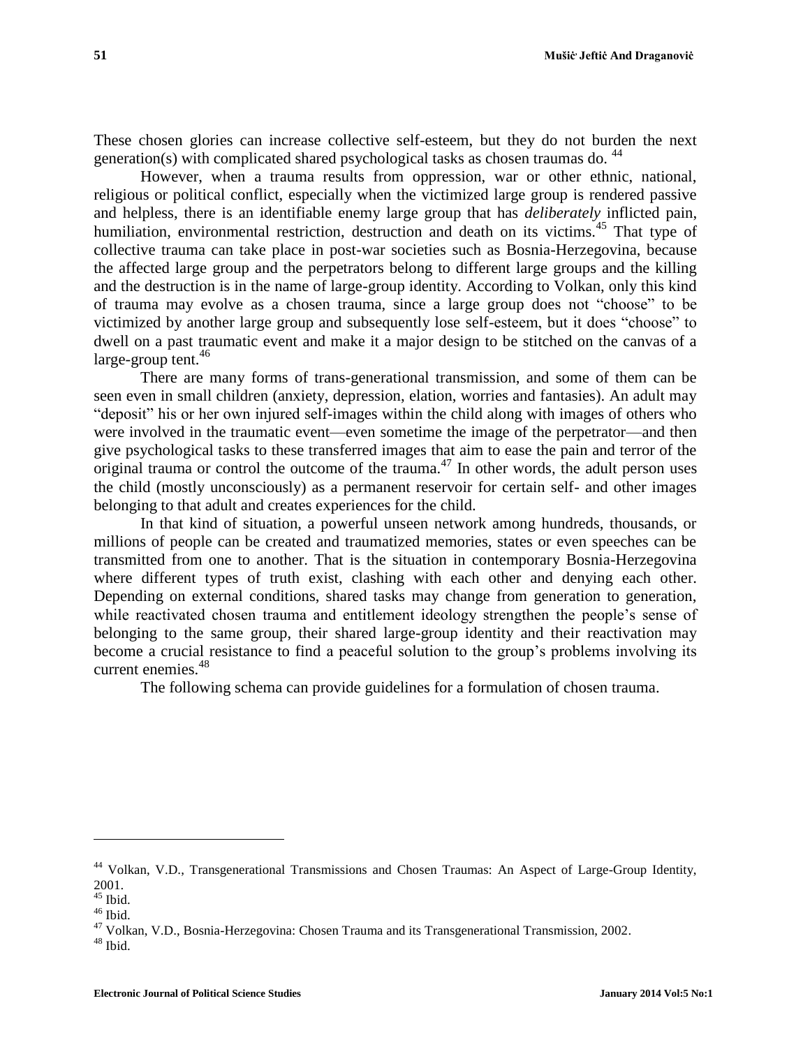These chosen glories can increase collective self-esteem, but they do not burden the next generation(s) with complicated shared psychological tasks as chosen traumas do. [44]

However, when a trauma results from oppression, war or other ethnic, national, religious or political conflict, especially when the victimized large group is rendered passive and helpless, there is an identifiable enemy large group that has *deliberately* inflicted pain, humiliation, environmental restriction, destruction and death on its victims.[45] That type of collective trauma can take place in post-war societies such as Bosnia-Herzegovina, because the affected large group and the perpetrators belong to different large groups and the killing and the destruction is in the name of large-group identity. According to Volkan, only this kind of trauma may evolve as a chosen trauma, since a large group does not "choose" to be victimized by another large group and subsequently lose self-esteem, but it does "choose" to dwell on a past traumatic event and make it a major design to be stitched on the canvas of a large-group tent.[46]

There are many forms of trans-generational transmission, and some of them can be seen even in small children (anxiety, depression, elation, worries and fantasies). An adult may "deposit" his or her own injured self-images within the child along with images of others who were involved in the traumatic event—even sometime the image of the perpetrator—and then give psychological tasks to these transferred images that aim to ease the pain and terror of the original trauma or control the outcome of the trauma.[47] In other words, the adult person uses the child (mostly unconsciously) as a permanent reservoir for certain self- and other images belonging to that adult and creates experiences for the child.

In that kind of situation, a powerful unseen network among hundreds, thousands, or millions of people can be created and traumatized memories, states or even speeches can be transmitted from one to another. That is the situation in contemporary Bosnia-Herzegovina where different types of truth exist, clashing with each other and denying each other. Depending on external conditions, shared tasks may change from generation to generation, while reactivated chosen trauma and entitlement ideology strengthen the people's sense of belonging to the same group, their shared large-group identity and their reactivation may become a crucial resistance to find a peaceful solution to the group's problems involving its current enemies.[48]

The following schema can provide guidelines for a formulation of chosen trauma.

---

[44] Volkan, V.D., Transgenerational Transmissions and Chosen Traumas: An Aspect of Large-Group Identity, 2001.

[45] Ibid.

[46] Ibid.

[47] Volkan, V.D., Bosnia-Herzegovina: Chosen Trauma and its Transgenerational Transmission, 2002.

[48] Ibid.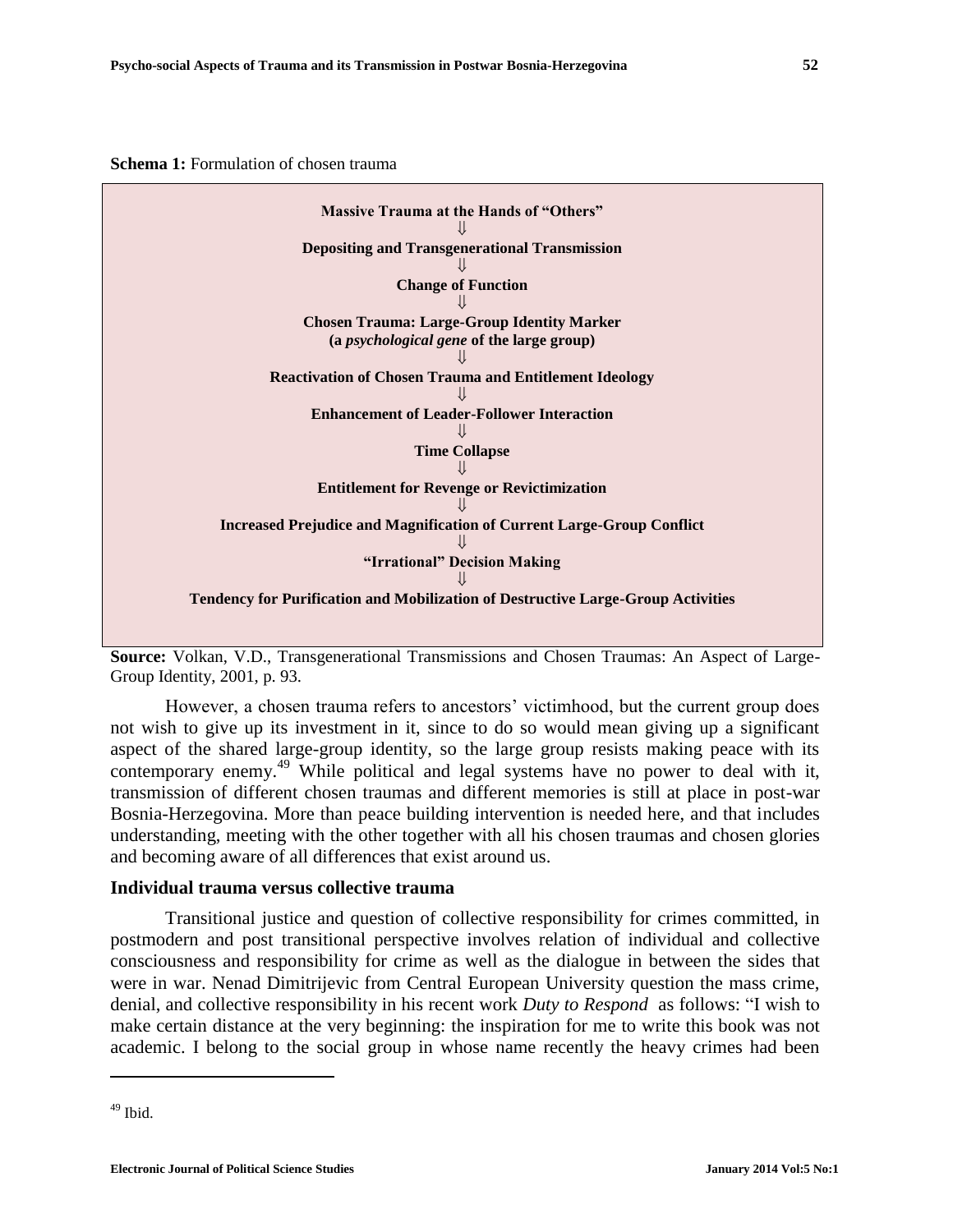**Schema 1:** Formulation of chosen trauma

**Massive Trauma at the Hands of "Others"**
⇓
**Depositing and Transgenerational Transmission**
⇓
**Change of Function**
⇓
**Chosen Trauma: Large-Group Identity Marker**
**(a *psychological gene* of the large group)**
⇓
**Reactivation of Chosen Trauma and Entitlement Ideology**
⇓
**Enhancement of Leader-Follower Interaction**
⇓
**Time Collapse**
⇓
**Entitlement for Revenge or Revictimization**
⇓
**Increased Prejudice and Magnification of Current Large-Group Conflict**
⇓
**"Irrational" Decision Making**
⇓
**Tendency for Purification and Mobilization of Destructive Large-Group Activities**

**Source:** Volkan, V.D., Transgenerational Transmissions and Chosen Traumas: An Aspect of Large-Group Identity, 2001, p. 93.

However, a chosen trauma refers to ancestors' victimhood, but the current group does not wish to give up its investment in it, since to do so would mean giving up a significant aspect of the shared large-group identity, so the large group resists making peace with its contemporary enemy.[49] While political and legal systems have no power to deal with it, transmission of different chosen traumas and different memories is still at place in post-war Bosnia-Herzegovina. More than peace building intervention is needed here, and that includes understanding, meeting with the other together with all his chosen traumas and chosen glories and becoming aware of all differences that exist around us.

### Individual trauma versus collective trauma

Transitional justice and question of collective responsibility for crimes committed, in postmodern and post transitional perspective involves relation of individual and collective consciousness and responsibility for crime as well as the dialogue in between the sides that were in war. Nenad Dimitrijevic from Central European University question the mass crime, denial, and collective responsibility in his recent work *Duty to Respond* as follows: "I wish to make certain distance at the very beginning: the inspiration for me to write this book was not academic. I belong to the social group in whose name recently the heavy crimes had been

---

[49] Ibid.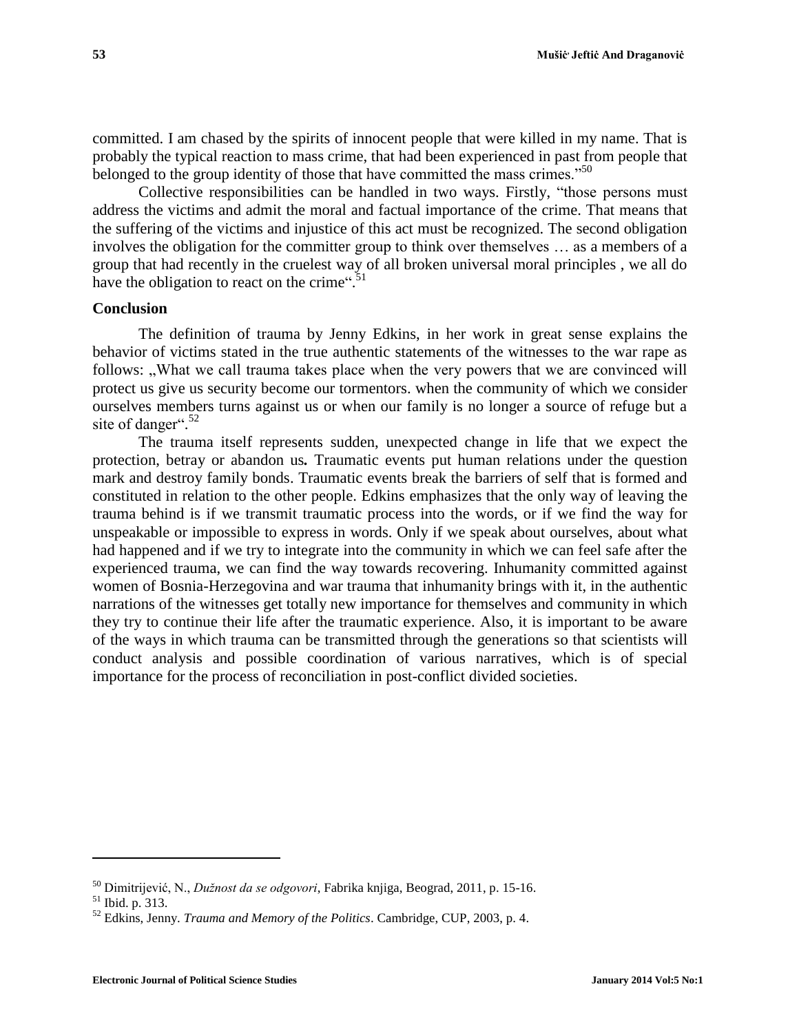committed. I am chased by the spirits of innocent people that were killed in my name. That is probably the typical reaction to mass crime, that had been experienced in past from people that belonged to the group identity of those that have committed the mass crimes."[50]

Collective responsibilities can be handled in two ways. Firstly, "those persons must address the victims and admit the moral and factual importance of the crime. That means that the suffering of the victims and injustice of this act must be recognized. The second obligation involves the obligation for the committer group to think over themselves … as a members of a group that had recently in the cruelest way of all broken universal moral principles , we all do have the obligation to react on the crime".[51]

## Conclusion

The definition of trauma by Jenny Edkins, in her work in great sense explains the behavior of victims stated in the true authentic statements of the witnesses to the war rape as follows: „What we call trauma takes place when the very powers that we are convinced will protect us give us security become our tormentors. when the community of which we consider ourselves members turns against us or when our family is no longer a source of refuge but a site of danger".[52]

The trauma itself represents sudden, unexpected change in life that we expect the protection, betray or abandon us**.** Traumatic events put human relations under the question mark and destroy family bonds. Traumatic events break the barriers of self that is formed and constituted in relation to the other people. Edkins emphasizes that the only way of leaving the trauma behind is if we transmit traumatic process into the words, or if we find the way for unspeakable or impossible to express in words. Only if we speak about ourselves, about what had happened and if we try to integrate into the community in which we can feel safe after the experienced trauma, we can find the way towards recovering. Inhumanity committed against women of Bosnia-Herzegovina and war trauma that inhumanity brings with it, in the authentic narrations of the witnesses get totally new importance for themselves and community in which they try to continue their life after the traumatic experience. Also, it is important to be aware of the ways in which trauma can be transmitted through the generations so that scientists will conduct analysis and possible coordination of various narratives, which is of special importance for the process of reconciliation in post-conflict divided societies.

---

[50] Dimitrijević, N., *Dužnost da se odgovori*, Fabrika knjiga, Beograd, 2011, p. 15-16.

[51] Ibid. p. 313.

[52] Edkins, Jenny. *Trauma and Memory of the Politics*. Cambridge, CUP, 2003, p. 4.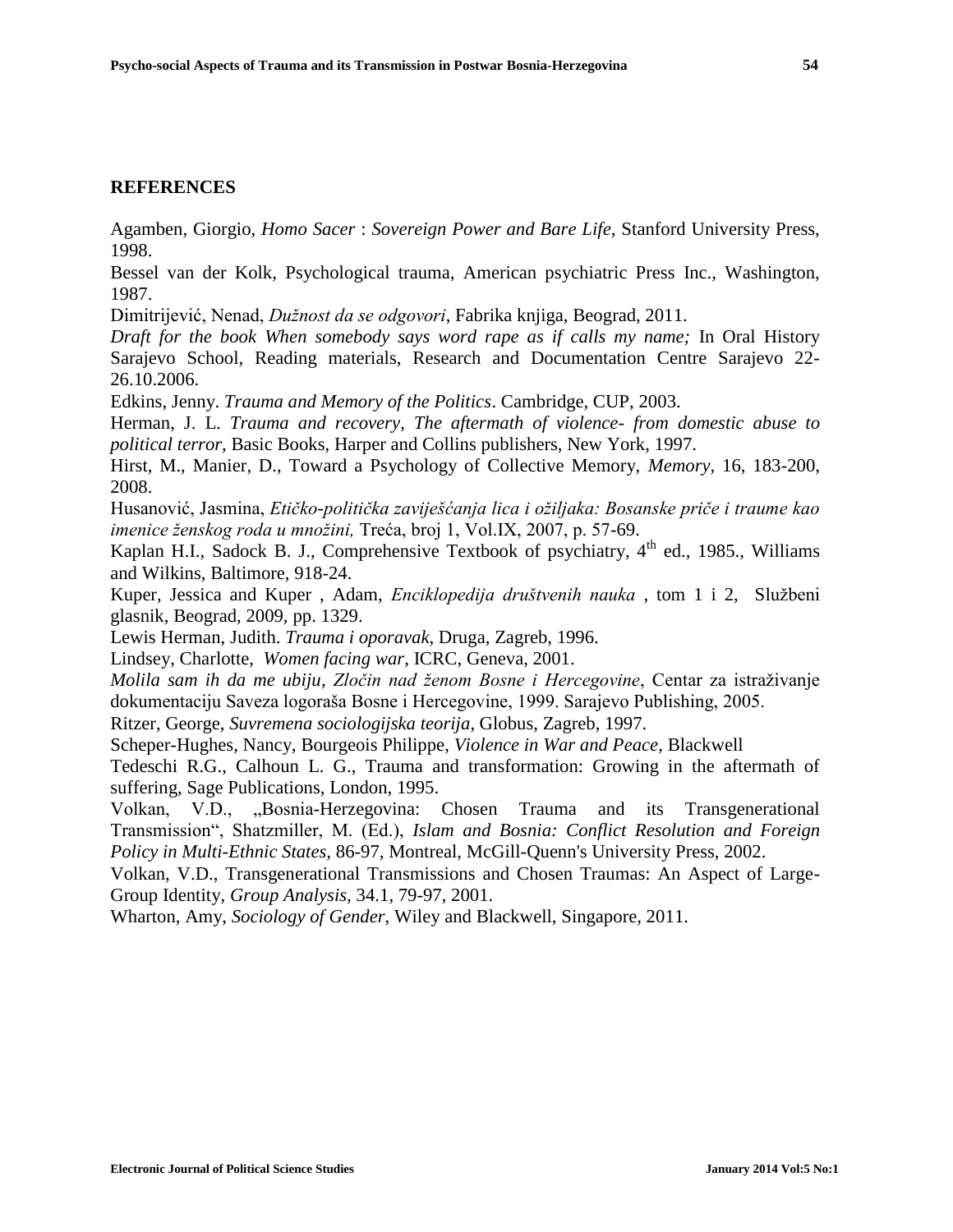## REFERENCES

Agamben, Giorgio, *Homo Sacer* : *Sovereign Power and Bare Life*, Stanford University Press, 1998.

Bessel van der Kolk, Psychological trauma, American psychiatric Press Inc., Washington, 1987.

Dimitrijević, Nenad, *Dužnost da se odgovori*, Fabrika knjiga, Beograd, 2011.

*Draft for the book When somebody says word rape as if calls my name;* In Oral History Sarajevo School, Reading materials, Research and Documentation Centre Sarajevo 22-26.10.2006.

Edkins, Jenny. *Trauma and Memory of the Politics*. Cambridge, CUP, 2003.

Herman, J. L. *Trauma and recovery, The aftermath of violence- from domestic abuse to political terror,* Basic Books, Harper and Collins publishers, New York, 1997.

Hirst, M., Manier, D., Toward a Psychology of Collective Memory, *Memory*, 16, 183-200, 2008.

Husanović, Jasmina, *Etičko-politička zaviješćanja lica i ožiljaka: Bosanske priče i traume kao imenice ženskog roda u množini,* Treća, broj 1, Vol.IX, 2007, p. 57-69.

Kaplan H.I., Sadock B. J., Comprehensive Textbook of psychiatry, 4th ed., 1985., Williams and Wilkins, Baltimore, 918-24.

Kuper, Jessica and Kuper , Adam, *Enciklopedija društvenih nauka* , tom 1 i 2, Službeni glasnik, Beograd, 2009, pp. 1329.

Lewis Herman, Judith. *Trauma i oporavak*, Druga, Zagreb, 1996.

Lindsey, Charlotte, *Women facing war*, ICRC, Geneva, 2001.

*Molila sam ih da me ubiju*, *Zločin nad ženom Bosne i Hercegovine*, Centar za istraživanje dokumentaciju Saveza logoraša Bosne i Hercegovine, 1999. Sarajevo Publishing, 2005.

Ritzer, George, *Suvremena sociologijska teorija*, Globus, Zagreb, 1997.

Scheper-Hughes, Nancy, Bourgeois Philippe, *Violence in War and Peace*, Blackwell

Tedeschi R.G., Calhoun L. G., Trauma and transformation: Growing in the aftermath of suffering, Sage Publications, London, 1995.

Volkan, V.D., „Bosnia-Herzegovina: Chosen Trauma and its Transgenerational Transmission", Shatzmiller, M. (Ed.), *Islam and Bosnia: Conflict Resolution and Foreign Policy in Multi-Ethnic States*, 86-97, Montreal, McGill-Quenn's University Press, 2002.

Volkan, V.D., Transgenerational Transmissions and Chosen Traumas: An Aspect of Large-Group Identity, *Group Analysis*, 34.1, 79-97, 2001.

Wharton, Amy, *Sociology of Gender*, Wiley and Blackwell, Singapore, 2011.